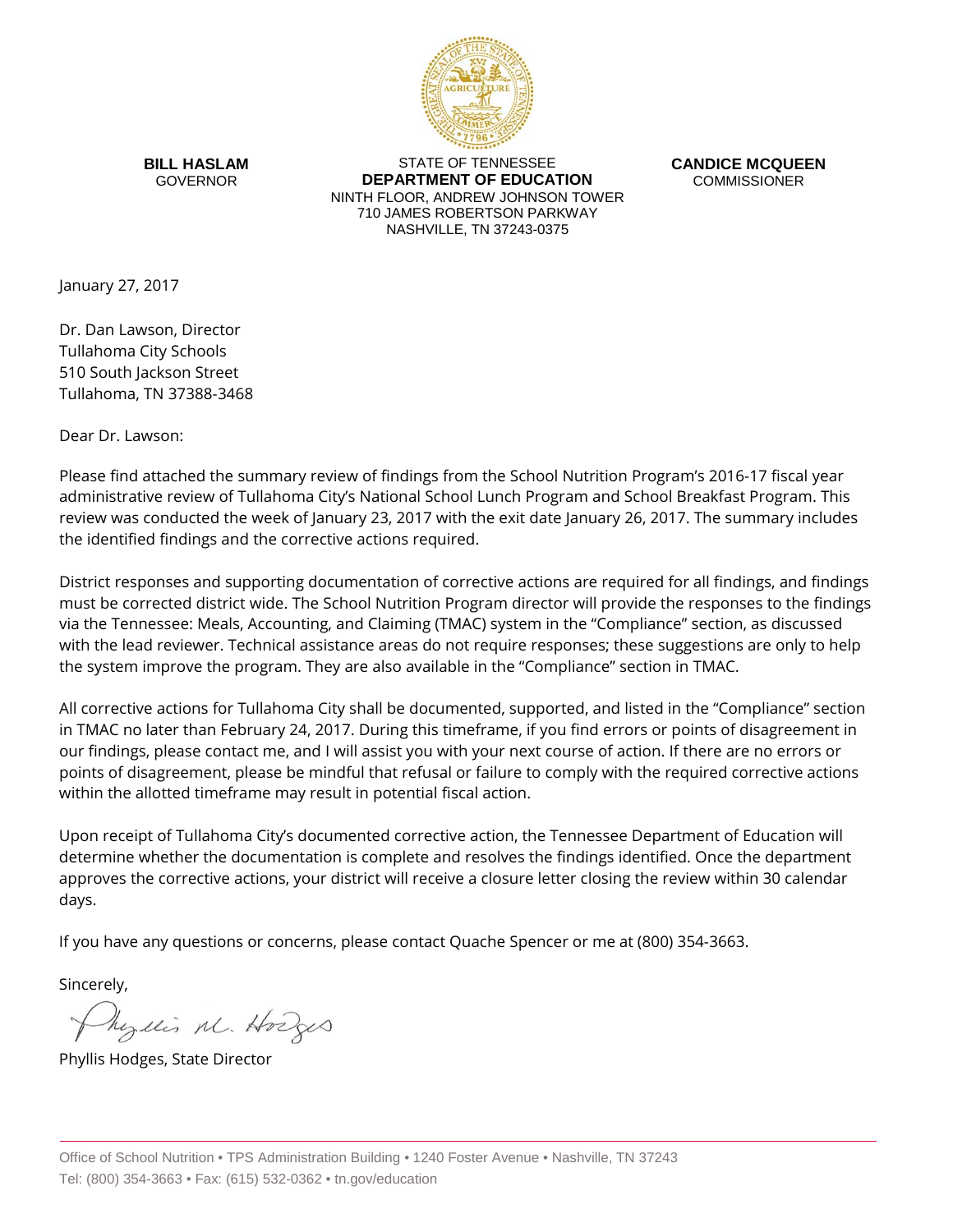**BILL HASLAM**
GOVERNOR

STATE OF TENNESSEE
**DEPARTMENT OF EDUCATION**
NINTH FLOOR, ANDREW JOHNSON TOWER
710 JAMES ROBERTSON PARKWAY
NASHVILLE, TN 37243-0375

**CANDICE MCQUEEN**
COMMISSIONER

January 27, 2017

Dr. Dan Lawson, Director
Tullahoma City Schools
510 South Jackson Street
Tullahoma, TN 37388-3468

Dear Dr. Lawson:

Please find attached the summary review of findings from the School Nutrition Program's 2016-17 fiscal year administrative review of Tullahoma City's National School Lunch Program and School Breakfast Program. This review was conducted the week of January 23, 2017 with the exit date January 26, 2017. The summary includes the identified findings and the corrective actions required.

District responses and supporting documentation of corrective actions are required for all findings, and findings must be corrected district wide. The School Nutrition Program director will provide the responses to the findings via the Tennessee: Meals, Accounting, and Claiming (TMAC) system in the "Compliance" section, as discussed with the lead reviewer. Technical assistance areas do not require responses; these suggestions are only to help the system improve the program. They are also available in the "Compliance" section in TMAC.

All corrective actions for Tullahoma City shall be documented, supported, and listed in the "Compliance" section in TMAC no later than February 24, 2017. During this timeframe, if you find errors or points of disagreement in our findings, please contact me, and I will assist you with your next course of action. If there are no errors or points of disagreement, please be mindful that refusal or failure to comply with the required corrective actions within the allotted timeframe may result in potential fiscal action.

Upon receipt of Tullahoma City's documented corrective action, the Tennessee Department of Education will determine whether the documentation is complete and resolves the findings identified. Once the department approves the corrective actions, your district will receive a closure letter closing the review within 30 calendar days.

If you have any questions or concerns, please contact Quache Spencer or me at (800) 354-3663.

Sincerely,

Phyllis M. Hodges

Phyllis Hodges, State Director

Office of School Nutrition • TPS Administration Building • 1240 Foster Avenue • Nashville, TN 37243
Tel: (800) 354-3663 • Fax: (615) 532-0362 • tn.gov/education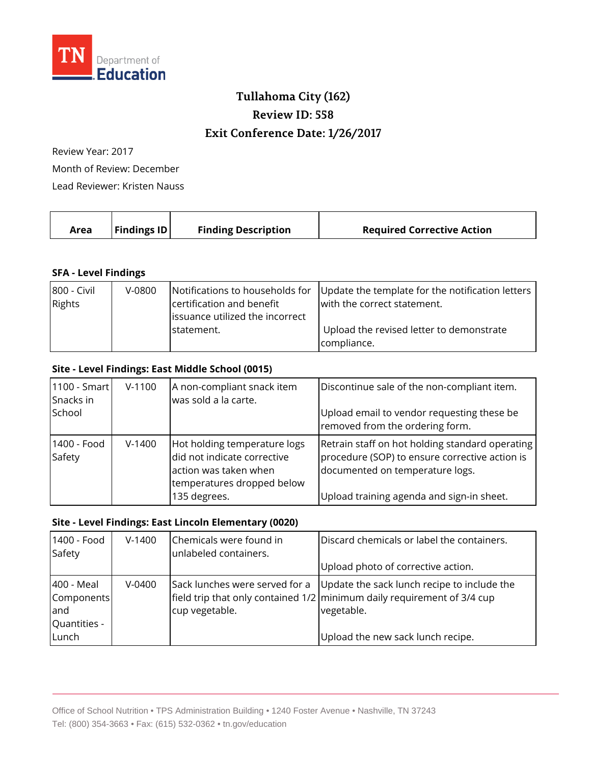TN Department of Education

**Tullahoma City (162)**
**Review ID: 558**
**Exit Conference Date: 1/26/2017**

Review Year: 2017

Month of Review: December

Lead Reviewer: Kristen Nauss

| Area | Findings ID | Finding Description | Required Corrective Action |
|---|---|---|---|

### SFA - Level Findings

| Area | Findings ID | Finding Description | Required Corrective Action |
|---|---|---|---|
| 800 - Civil Rights | V-0800 | Notifications to households for certification and benefit issuance utilized the incorrect statement. | Update the template for the notification letters with the correct statement.<br><br>Upload the revised letter to demonstrate compliance. |

### Site - Level Findings: East Middle School (0015)

| Area | Findings ID | Finding Description | Required Corrective Action |
|---|---|---|---|
| 1100 - Smart Snacks in School | V-1100 | A non-compliant snack item was sold a la carte. | Discontinue sale of the non-compliant item.<br><br>Upload email to vendor requesting these be removed from the ordering form. |
| 1400 - Food Safety | V-1400 | Hot holding temperature logs did not indicate corrective action was taken when temperatures dropped below 135 degrees. | Retrain staff on hot holding standard operating procedure (SOP) to ensure corrective action is documented on temperature logs.<br><br>Upload training agenda and sign-in sheet. |

### Site - Level Findings: East Lincoln Elementary (0020)

| Area | Findings ID | Finding Description | Required Corrective Action |
|---|---|---|---|
| 1400 - Food Safety | V-1400 | Chemicals were found in unlabeled containers. | Discard chemicals or label the containers.<br><br>Upload photo of corrective action. |
| 400 - Meal Components and Quantities - Lunch | V-0400 | Sack lunches were served for a field trip that only contained 1/2 cup vegetable. | Update the sack lunch recipe to include the minimum daily requirement of 3/4 cup vegetable.<br><br>Upload the new sack lunch recipe. |

Office of School Nutrition • TPS Administration Building • 1240 Foster Avenue • Nashville, TN 37243
Tel: (800) 354-3663 • Fax: (615) 532-0362 • tn.gov/education